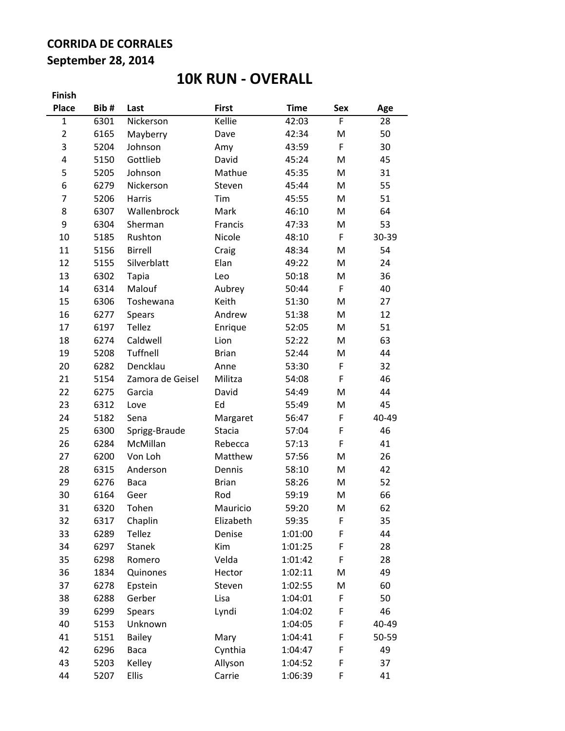**CORRIDA DE CORRALES**

**September 28, 2014**

# 10K RUN - OVERALL

| Finish Place | Bib # | Last | First | Time | Sex | Age |
|---|---|---|---|---|---|---|
| 1 | 6301 | Nickerson | Kellie | 42:03 | F | 28 |
| 2 | 6165 | Mayberry | Dave | 42:34 | M | 50 |
| 3 | 5204 | Johnson | Amy | 43:59 | F | 30 |
| 4 | 5150 | Gottlieb | David | 45:24 | M | 45 |
| 5 | 5205 | Johnson | Mathue | 45:35 | M | 31 |
| 6 | 6279 | Nickerson | Steven | 45:44 | M | 55 |
| 7 | 5206 | Harris | Tim | 45:55 | M | 51 |
| 8 | 6307 | Wallenbrock | Mark | 46:10 | M | 64 |
| 9 | 6304 | Sherman | Francis | 47:33 | M | 53 |
| 10 | 5185 | Rushton | Nicole | 48:10 | F | 30-39 |
| 11 | 5156 | Birrell | Craig | 48:34 | M | 54 |
| 12 | 5155 | Silverblatt | Elan | 49:22 | M | 24 |
| 13 | 6302 | Tapia | Leo | 50:18 | M | 36 |
| 14 | 6314 | Malouf | Aubrey | 50:44 | F | 40 |
| 15 | 6306 | Toshewana | Keith | 51:30 | M | 27 |
| 16 | 6277 | Spears | Andrew | 51:38 | M | 12 |
| 17 | 6197 | Tellez | Enrique | 52:05 | M | 51 |
| 18 | 6274 | Caldwell | Lion | 52:22 | M | 63 |
| 19 | 5208 | Tuffnell | Brian | 52:44 | M | 44 |
| 20 | 6282 | Dencklau | Anne | 53:30 | F | 32 |
| 21 | 5154 | Zamora de Geisel | Militza | 54:08 | F | 46 |
| 22 | 6275 | Garcia | David | 54:49 | M | 44 |
| 23 | 6312 | Love | Ed | 55:49 | M | 45 |
| 24 | 5182 | Sena | Margaret | 56:47 | F | 40-49 |
| 25 | 6300 | Sprigg-Braude | Stacia | 57:04 | F | 46 |
| 26 | 6284 | McMillan | Rebecca | 57:13 | F | 41 |
| 27 | 6200 | Von Loh | Matthew | 57:56 | M | 26 |
| 28 | 6315 | Anderson | Dennis | 58:10 | M | 42 |
| 29 | 6276 | Baca | Brian | 58:26 | M | 52 |
| 30 | 6164 | Geer | Rod | 59:19 | M | 66 |
| 31 | 6320 | Tohen | Mauricio | 59:20 | M | 62 |
| 32 | 6317 | Chaplin | Elizabeth | 59:35 | F | 35 |
| 33 | 6289 | Tellez | Denise | 1:01:00 | F | 44 |
| 34 | 6297 | Stanek | Kim | 1:01:25 | F | 28 |
| 35 | 6298 | Romero | Velda | 1:01:42 | F | 28 |
| 36 | 1834 | Quinones | Hector | 1:02:11 | M | 49 |
| 37 | 6278 | Epstein | Steven | 1:02:55 | M | 60 |
| 38 | 6288 | Gerber | Lisa | 1:04:01 | F | 50 |
| 39 | 6299 | Spears | Lyndi | 1:04:02 | F | 46 |
| 40 | 5153 | Unknown | | 1:04:05 | F | 40-49 |
| 41 | 5151 | Bailey | Mary | 1:04:41 | F | 50-59 |
| 42 | 6296 | Baca | Cynthia | 1:04:47 | F | 49 |
| 43 | 5203 | Kelley | Allyson | 1:04:52 | F | 37 |
| 44 | 5207 | Ellis | Carrie | 1:06:39 | F | 41 |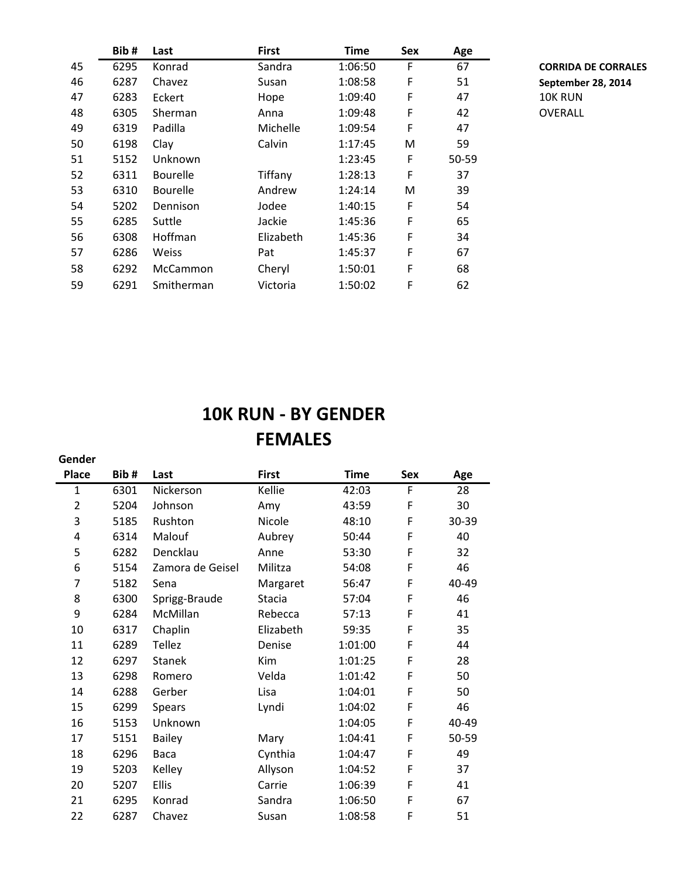**CORRIDA DE CORRALES**
**September 28, 2014**
10K RUN
OVERALL

| | Bib # | Last | First | Time | Sex | Age |
|---|---|---|---|---|---|---|
| 45 | 6295 | Konrad | Sandra | 1:06:50 | F | 67 |
| 46 | 6287 | Chavez | Susan | 1:08:58 | F | 51 |
| 47 | 6283 | Eckert | Hope | 1:09:40 | F | 47 |
| 48 | 6305 | Sherman | Anna | 1:09:48 | F | 42 |
| 49 | 6319 | Padilla | Michelle | 1:09:54 | F | 47 |
| 50 | 6198 | Clay | Calvin | 1:17:45 | M | 59 |
| 51 | 5152 | Unknown | | 1:23:45 | F | 50-59 |
| 52 | 6311 | Bourelle | Tiffany | 1:28:13 | F | 37 |
| 53 | 6310 | Bourelle | Andrew | 1:24:14 | M | 39 |
| 54 | 5202 | Dennison | Jodee | 1:40:15 | F | 54 |
| 55 | 6285 | Suttle | Jackie | 1:45:36 | F | 65 |
| 56 | 6308 | Hoffman | Elizabeth | 1:45:36 | F | 34 |
| 57 | 6286 | Weiss | Pat | 1:45:37 | F | 67 |
| 58 | 6292 | McCammon | Cheryl | 1:50:01 | F | 68 |
| 59 | 6291 | Smitherman | Victoria | 1:50:02 | F | 62 |

# 10K RUN - BY GENDER
# FEMALES

| Gender Place | Bib # | Last | First | Time | Sex | Age |
|---|---|---|---|---|---|---|
| 1 | 6301 | Nickerson | Kellie | 42:03 | F | 28 |
| 2 | 5204 | Johnson | Amy | 43:59 | F | 30 |
| 3 | 5185 | Rushton | Nicole | 48:10 | F | 30-39 |
| 4 | 6314 | Malouf | Aubrey | 50:44 | F | 40 |
| 5 | 6282 | Dencklau | Anne | 53:30 | F | 32 |
| 6 | 5154 | Zamora de Geisel | Militza | 54:08 | F | 46 |
| 7 | 5182 | Sena | Margaret | 56:47 | F | 40-49 |
| 8 | 6300 | Sprigg-Braude | Stacia | 57:04 | F | 46 |
| 9 | 6284 | McMillan | Rebecca | 57:13 | F | 41 |
| 10 | 6317 | Chaplin | Elizabeth | 59:35 | F | 35 |
| 11 | 6289 | Tellez | Denise | 1:01:00 | F | 44 |
| 12 | 6297 | Stanek | Kim | 1:01:25 | F | 28 |
| 13 | 6298 | Romero | Velda | 1:01:42 | F | 50 |
| 14 | 6288 | Gerber | Lisa | 1:04:01 | F | 50 |
| 15 | 6299 | Spears | Lyndi | 1:04:02 | F | 46 |
| 16 | 5153 | Unknown | | 1:04:05 | F | 40-49 |
| 17 | 5151 | Bailey | Mary | 1:04:41 | F | 50-59 |
| 18 | 6296 | Baca | Cynthia | 1:04:47 | F | 49 |
| 19 | 5203 | Kelley | Allyson | 1:04:52 | F | 37 |
| 20 | 5207 | Ellis | Carrie | 1:06:39 | F | 41 |
| 21 | 6295 | Konrad | Sandra | 1:06:50 | F | 67 |
| 22 | 6287 | Chavez | Susan | 1:08:58 | F | 51 |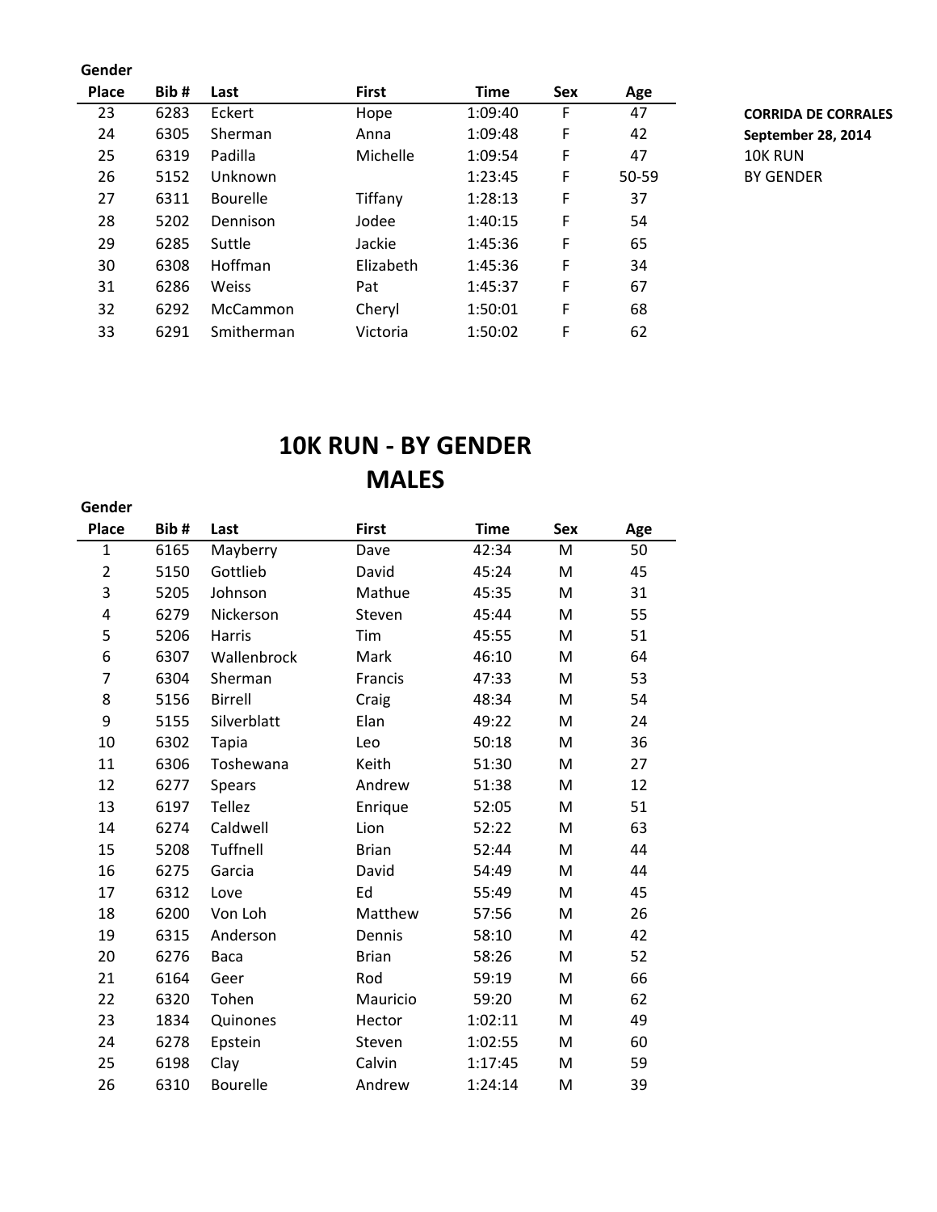**CORRIDA DE CORRALES**
**September 28, 2014**
10K RUN
BY GENDER

| Gender Place | Bib # | Last | First | Time | Sex | Age |
|---|---|---|---|---|---|---|
| 23 | 6283 | Eckert | Hope | 1:09:40 | F | 47 |
| 24 | 6305 | Sherman | Anna | 1:09:48 | F | 42 |
| 25 | 6319 | Padilla | Michelle | 1:09:54 | F | 47 |
| 26 | 5152 | Unknown | | 1:23:45 | F | 50-59 |
| 27 | 6311 | Bourelle | Tiffany | 1:28:13 | F | 37 |
| 28 | 5202 | Dennison | Jodee | 1:40:15 | F | 54 |
| 29 | 6285 | Suttle | Jackie | 1:45:36 | F | 65 |
| 30 | 6308 | Hoffman | Elizabeth | 1:45:36 | F | 34 |
| 31 | 6286 | Weiss | Pat | 1:45:37 | F | 67 |
| 32 | 6292 | McCammon | Cheryl | 1:50:01 | F | 68 |
| 33 | 6291 | Smitherman | Victoria | 1:50:02 | F | 62 |

# 10K RUN - BY GENDER
## MALES

| Gender Place | Bib # | Last | First | Time | Sex | Age |
|---|---|---|---|---|---|---|
| 1 | 6165 | Mayberry | Dave | 42:34 | M | 50 |
| 2 | 5150 | Gottlieb | David | 45:24 | M | 45 |
| 3 | 5205 | Johnson | Mathue | 45:35 | M | 31 |
| 4 | 6279 | Nickerson | Steven | 45:44 | M | 55 |
| 5 | 5206 | Harris | Tim | 45:55 | M | 51 |
| 6 | 6307 | Wallenbrock | Mark | 46:10 | M | 64 |
| 7 | 6304 | Sherman | Francis | 47:33 | M | 53 |
| 8 | 5156 | Birrell | Craig | 48:34 | M | 54 |
| 9 | 5155 | Silverblatt | Elan | 49:22 | M | 24 |
| 10 | 6302 | Tapia | Leo | 50:18 | M | 36 |
| 11 | 6306 | Toshewana | Keith | 51:30 | M | 27 |
| 12 | 6277 | Spears | Andrew | 51:38 | M | 12 |
| 13 | 6197 | Tellez | Enrique | 52:05 | M | 51 |
| 14 | 6274 | Caldwell | Lion | 52:22 | M | 63 |
| 15 | 5208 | Tuffnell | Brian | 52:44 | M | 44 |
| 16 | 6275 | Garcia | David | 54:49 | M | 44 |
| 17 | 6312 | Love | Ed | 55:49 | M | 45 |
| 18 | 6200 | Von Loh | Matthew | 57:56 | M | 26 |
| 19 | 6315 | Anderson | Dennis | 58:10 | M | 42 |
| 20 | 6276 | Baca | Brian | 58:26 | M | 52 |
| 21 | 6164 | Geer | Rod | 59:19 | M | 66 |
| 22 | 6320 | Tohen | Mauricio | 59:20 | M | 62 |
| 23 | 1834 | Quinones | Hector | 1:02:11 | M | 49 |
| 24 | 6278 | Epstein | Steven | 1:02:55 | M | 60 |
| 25 | 6198 | Clay | Calvin | 1:17:45 | M | 59 |
| 26 | 6310 | Bourelle | Andrew | 1:24:14 | M | 39 |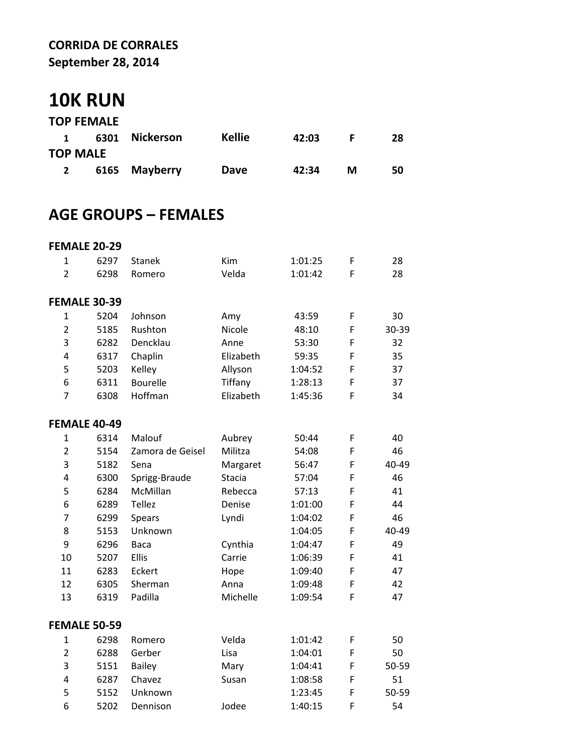**CORRIDA DE CORRALES**
**September 28, 2014**

# 10K RUN

### TOP FEMALE

| | | | | | | |
|---|---|---|---|---|---|---|
| **1** | **6301** | **Nickerson** | **Kellie** | **42:03** | **F** | **28** |

### TOP MALE

| | | | | | | |
|---|---|---|---|---|---|---|
| **2** | **6165** | **Mayberry** | **Dave** | **42:34** | **M** | **50** |

## AGE GROUPS – FEMALES

### FEMALE 20-29

| | | | | | | |
|---|---|---|---|---|---|---|
| 1 | 6297 | Stanek | Kim | 1:01:25 | F | 28 |
| 2 | 6298 | Romero | Velda | 1:01:42 | F | 28 |

### FEMALE 30-39

| | | | | | | |
|---|---|---|---|---|---|---|
| 1 | 5204 | Johnson | Amy | 43:59 | F | 30 |
| 2 | 5185 | Rushton | Nicole | 48:10 | F | 30-39 |
| 3 | 6282 | Dencklau | Anne | 53:30 | F | 32 |
| 4 | 6317 | Chaplin | Elizabeth | 59:35 | F | 35 |
| 5 | 5203 | Kelley | Allyson | 1:04:52 | F | 37 |
| 6 | 6311 | Bourelle | Tiffany | 1:28:13 | F | 37 |
| 7 | 6308 | Hoffman | Elizabeth | 1:45:36 | F | 34 |

### FEMALE 40-49

| | | | | | | |
|---|---|---|---|---|---|---|
| 1 | 6314 | Malouf | Aubrey | 50:44 | F | 40 |
| 2 | 5154 | Zamora de Geisel | Militza | 54:08 | F | 46 |
| 3 | 5182 | Sena | Margaret | 56:47 | F | 40-49 |
| 4 | 6300 | Sprigg-Braude | Stacia | 57:04 | F | 46 |
| 5 | 6284 | McMillan | Rebecca | 57:13 | F | 41 |
| 6 | 6289 | Tellez | Denise | 1:01:00 | F | 44 |
| 7 | 6299 | Spears | Lyndi | 1:04:02 | F | 46 |
| 8 | 5153 | Unknown | | 1:04:05 | F | 40-49 |
| 9 | 6296 | Baca | Cynthia | 1:04:47 | F | 49 |
| 10 | 5207 | Ellis | Carrie | 1:06:39 | F | 41 |
| 11 | 6283 | Eckert | Hope | 1:09:40 | F | 47 |
| 12 | 6305 | Sherman | Anna | 1:09:48 | F | 42 |
| 13 | 6319 | Padilla | Michelle | 1:09:54 | F | 47 |

### FEMALE 50-59

| | | | | | | |
|---|---|---|---|---|---|---|
| 1 | 6298 | Romero | Velda | 1:01:42 | F | 50 |
| 2 | 6288 | Gerber | Lisa | 1:04:01 | F | 50 |
| 3 | 5151 | Bailey | Mary | 1:04:41 | F | 50-59 |
| 4 | 6287 | Chavez | Susan | 1:08:58 | F | 51 |
| 5 | 5152 | Unknown | | 1:23:45 | F | 50-59 |
| 6 | 5202 | Dennison | Jodee | 1:40:15 | F | 54 |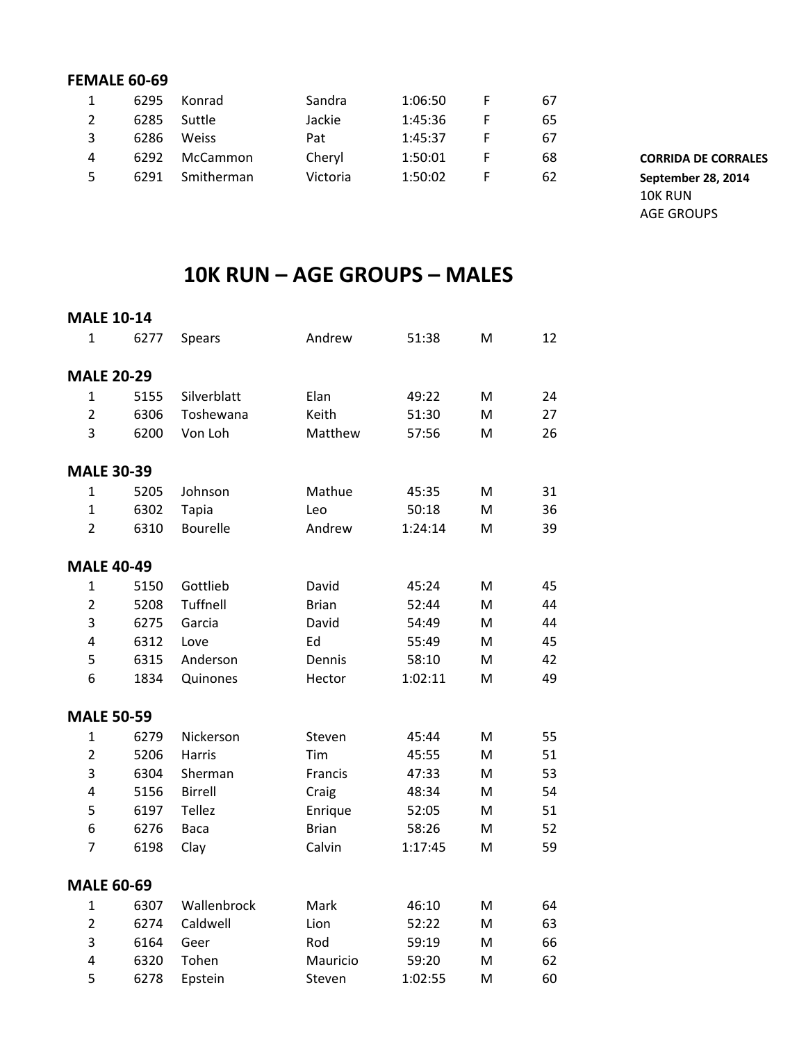**FEMALE 60-69**

| | | | | | | |
|---|---|---|---|---|---|---|
| 1 | 6295 | Konrad | Sandra | 1:06:50 | F | 67 |
| 2 | 6285 | Suttle | Jackie | 1:45:36 | F | 65 |
| 3 | 6286 | Weiss | Pat | 1:45:37 | F | 67 |
| 4 | 6292 | McCammon | Cheryl | 1:50:01 | F | 68 |
| 5 | 6291 | Smitherman | Victoria | 1:50:02 | F | 62 |

**CORRIDA DE CORRALES**
**September 28, 2014**
10K RUN
AGE GROUPS

# 10K RUN – AGE GROUPS – MALES

**MALE 10-14**

| | | | | | | |
|---|---|---|---|---|---|---|
| 1 | 6277 | Spears | Andrew | 51:38 | M | 12 |

**MALE 20-29**

| | | | | | | |
|---|---|---|---|---|---|---|
| 1 | 5155 | Silverblatt | Elan | 49:22 | M | 24 |
| 2 | 6306 | Toshewana | Keith | 51:30 | M | 27 |
| 3 | 6200 | Von Loh | Matthew | 57:56 | M | 26 |

**MALE 30-39**

| | | | | | | |
|---|---|---|---|---|---|---|
| 1 | 5205 | Johnson | Mathue | 45:35 | M | 31 |
| 1 | 6302 | Tapia | Leo | 50:18 | M | 36 |
| 2 | 6310 | Bourelle | Andrew | 1:24:14 | M | 39 |

**MALE 40-49**

| | | | | | | |
|---|---|---|---|---|---|---|
| 1 | 5150 | Gottlieb | David | 45:24 | M | 45 |
| 2 | 5208 | Tuffnell | Brian | 52:44 | M | 44 |
| 3 | 6275 | Garcia | David | 54:49 | M | 44 |
| 4 | 6312 | Love | Ed | 55:49 | M | 45 |
| 5 | 6315 | Anderson | Dennis | 58:10 | M | 42 |
| 6 | 1834 | Quinones | Hector | 1:02:11 | M | 49 |

**MALE 50-59**

| | | | | | | |
|---|---|---|---|---|---|---|
| 1 | 6279 | Nickerson | Steven | 45:44 | M | 55 |
| 2 | 5206 | Harris | Tim | 45:55 | M | 51 |
| 3 | 6304 | Sherman | Francis | 47:33 | M | 53 |
| 4 | 5156 | Birrell | Craig | 48:34 | M | 54 |
| 5 | 6197 | Tellez | Enrique | 52:05 | M | 51 |
| 6 | 6276 | Baca | Brian | 58:26 | M | 52 |
| 7 | 6198 | Clay | Calvin | 1:17:45 | M | 59 |

**MALE 60-69**

| | | | | | | |
|---|---|---|---|---|---|---|
| 1 | 6307 | Wallenbrock | Mark | 46:10 | M | 64 |
| 2 | 6274 | Caldwell | Lion | 52:22 | M | 63 |
| 3 | 6164 | Geer | Rod | 59:19 | M | 66 |
| 4 | 6320 | Tohen | Mauricio | 59:20 | M | 62 |
| 5 | 6278 | Epstein | Steven | 1:02:55 | M | 60 |